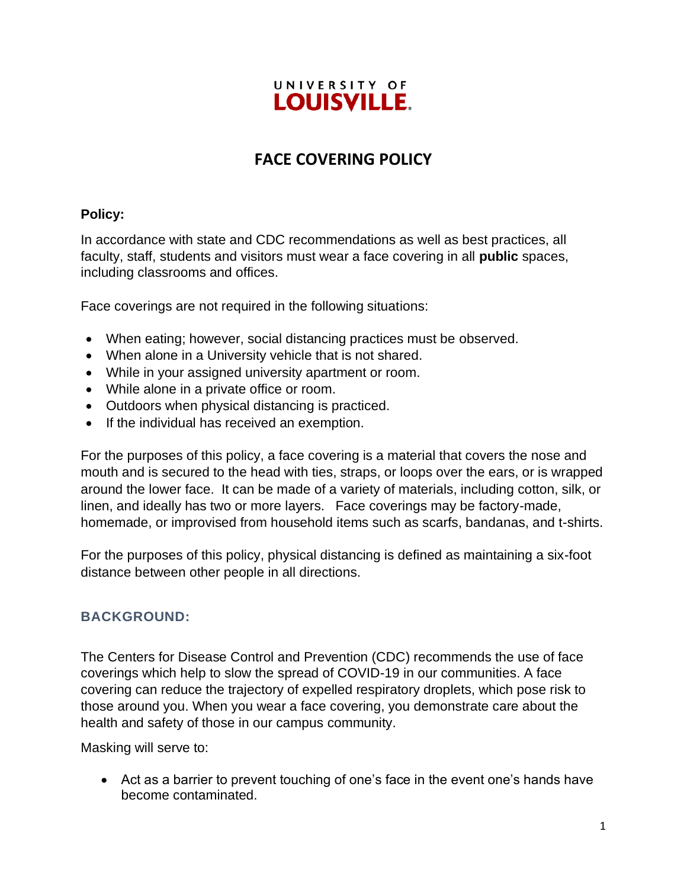UNIVERSITY OF
**LOUISVILLE**

# FACE COVERING POLICY

**Policy:**

In accordance with state and CDC recommendations as well as best practices, all faculty, staff, students and visitors must wear a face covering in all **public** spaces, including classrooms and offices.

Face coverings are not required in the following situations:

- When eating; however, social distancing practices must be observed.
- When alone in a University vehicle that is not shared.
- While in your assigned university apartment or room.
- While alone in a private office or room.
- Outdoors when physical distancing is practiced.
- If the individual has received an exemption.

For the purposes of this policy, a face covering is a material that covers the nose and mouth and is secured to the head with ties, straps, or loops over the ears, or is wrapped around the lower face. It can be made of a variety of materials, including cotton, silk, or linen, and ideally has two or more layers. Face coverings may be factory-made, homemade, or improvised from household items such as scarfs, bandanas, and t-shirts.

For the purposes of this policy, physical distancing is defined as maintaining a six-foot distance between other people in all directions.

## BACKGROUND:

The Centers for Disease Control and Prevention (CDC) recommends the use of face coverings which help to slow the spread of COVID-19 in our communities. A face covering can reduce the trajectory of expelled respiratory droplets, which pose risk to those around you. When you wear a face covering, you demonstrate care about the health and safety of those in our campus community.

Masking will serve to:

- Act as a barrier to prevent touching of one's face in the event one's hands have become contaminated.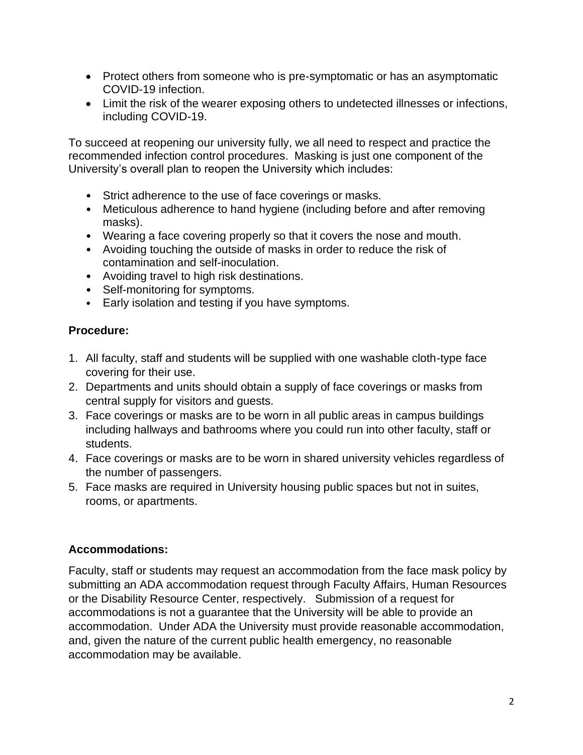- Protect others from someone who is pre-symptomatic or has an asymptomatic COVID-19 infection.
- Limit the risk of the wearer exposing others to undetected illnesses or infections, including COVID-19.

To succeed at reopening our university fully, we all need to respect and practice the recommended infection control procedures. Masking is just one component of the University's overall plan to reopen the University which includes:

- Strict adherence to the use of face coverings or masks.
- Meticulous adherence to hand hygiene (including before and after removing masks).
- Wearing a face covering properly so that it covers the nose and mouth.
- Avoiding touching the outside of masks in order to reduce the risk of contamination and self-inoculation.
- Avoiding travel to high risk destinations.
- Self-monitoring for symptoms.
- Early isolation and testing if you have symptoms.

**Procedure:**

1. All faculty, staff and students will be supplied with one washable cloth-type face covering for their use.
2. Departments and units should obtain a supply of face coverings or masks from central supply for visitors and guests.
3. Face coverings or masks are to be worn in all public areas in campus buildings including hallways and bathrooms where you could run into other faculty, staff or students.
4. Face coverings or masks are to be worn in shared university vehicles regardless of the number of passengers.
5. Face masks are required in University housing public spaces but not in suites, rooms, or apartments.

**Accommodations:**

Faculty, staff or students may request an accommodation from the face mask policy by submitting an ADA accommodation request through Faculty Affairs, Human Resources or the Disability Resource Center, respectively. Submission of a request for accommodations is not a guarantee that the University will be able to provide an accommodation. Under ADA the University must provide reasonable accommodation, and, given the nature of the current public health emergency, no reasonable accommodation may be available.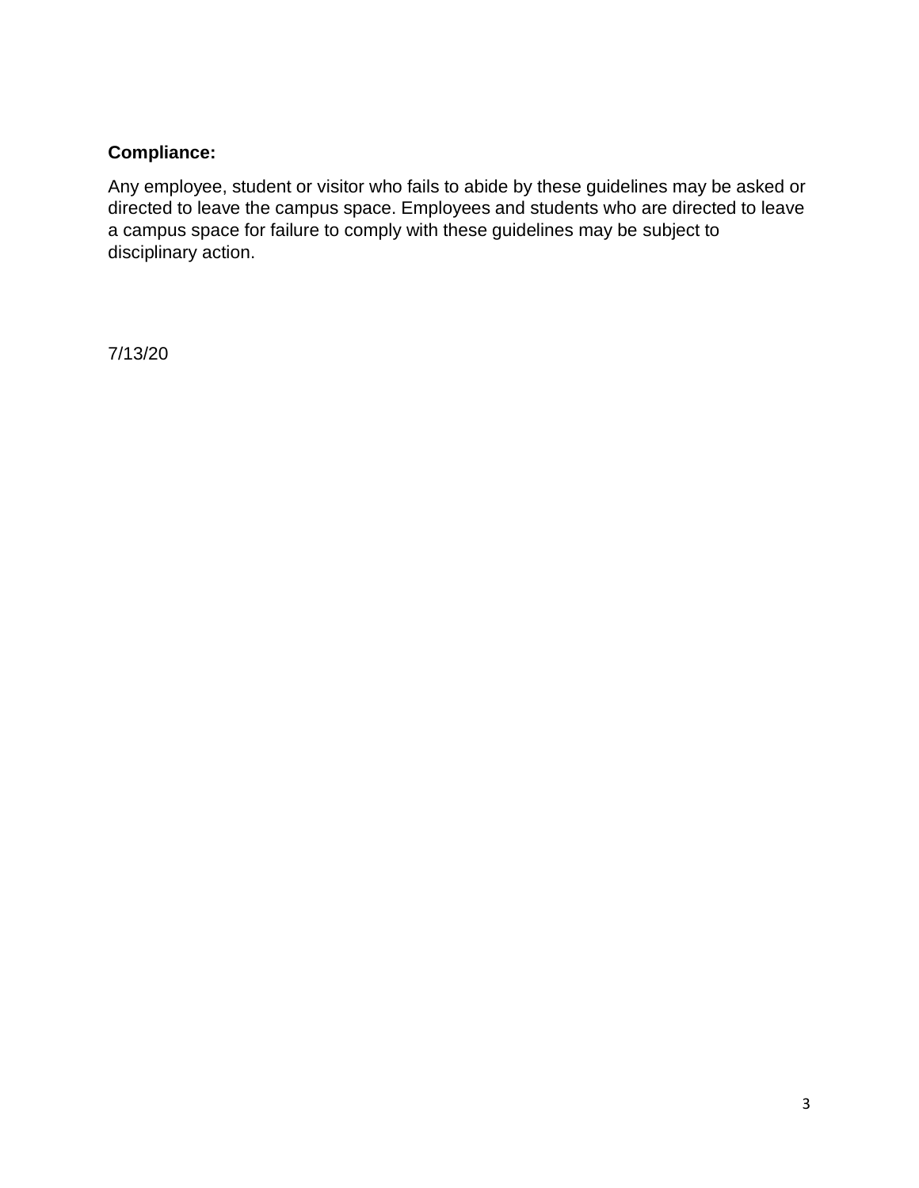**Compliance:**

Any employee, student or visitor who fails to abide by these guidelines may be asked or directed to leave the campus space. Employees and students who are directed to leave a campus space for failure to comply with these guidelines may be subject to disciplinary action.

7/13/20